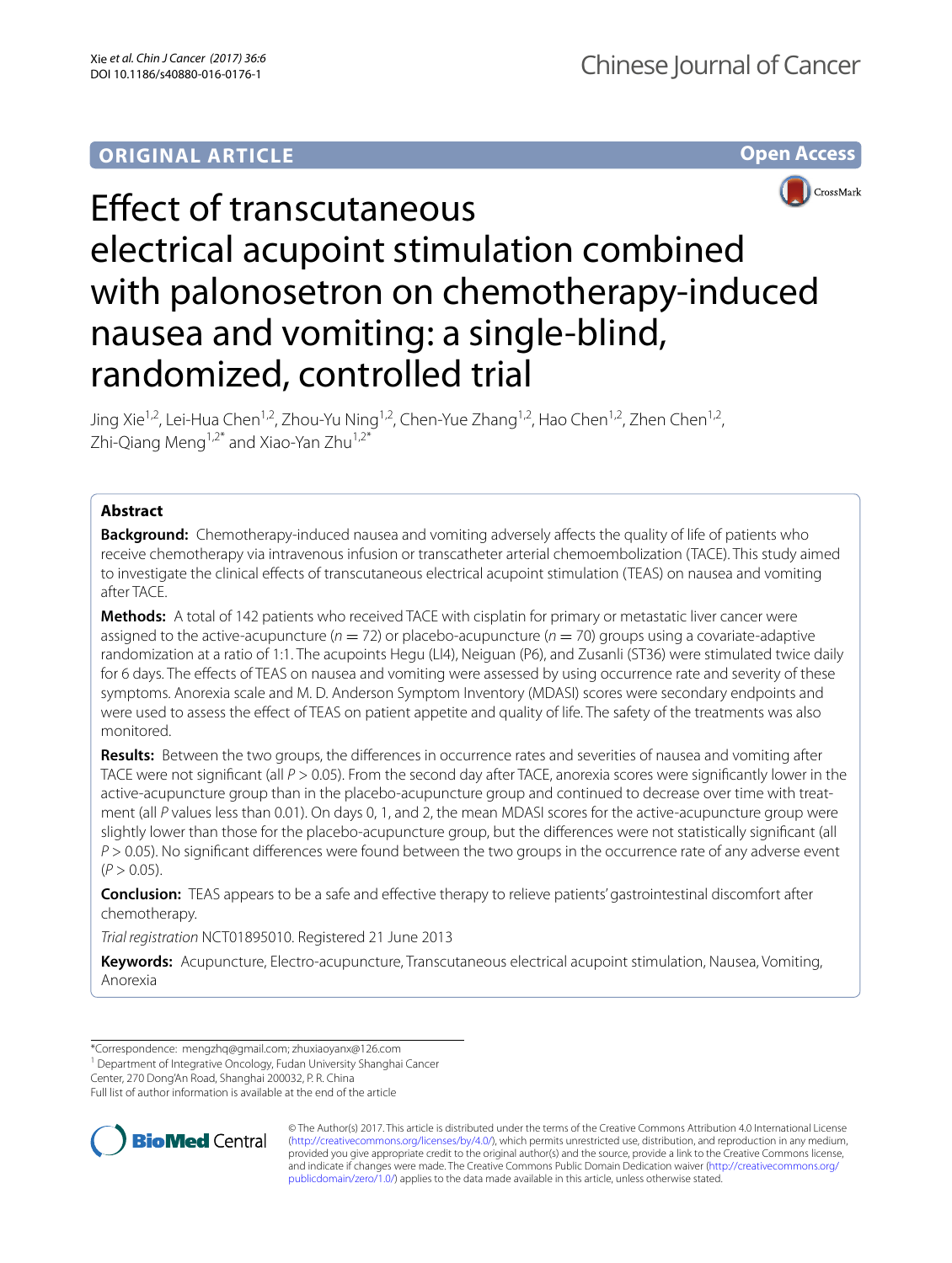ORIGINAL ARTICLE

Open Access

# Effect of transcutaneous electrical acupoint stimulation combined with palonosetron on chemotherapy-induced nausea and vomiting: a single-blind, randomized, controlled trial

Jing Xie[1,2], Lei-Hua Chen[1,2], Zhou-Yu Ning[1,2], Chen-Yue Zhang[1,2], Hao Chen[1,2], Zhen Chen[1,2], Zhi-Qiang Meng[1,2*] and Xiao-Yan Zhu[1,2*]

## Abstract

**Background:** Chemotherapy-induced nausea and vomiting adversely affects the quality of life of patients who receive chemotherapy via intravenous infusion or transcatheter arterial chemoembolization (TACE). This study aimed to investigate the clinical effects of transcutaneous electrical acupoint stimulation (TEAS) on nausea and vomiting after TACE.

**Methods:** A total of 142 patients who received TACE with cisplatin for primary or metastatic liver cancer were assigned to the active-acupuncture ($n = 72$) or placebo-acupuncture ($n = 70$) groups using a covariate-adaptive randomization at a ratio of 1:1. The acupoints Hegu (LI4), Neiguan (P6), and Zusanli (ST36) were stimulated twice daily for 6 days. The effects of TEAS on nausea and vomiting were assessed by using occurrence rate and severity of these symptoms. Anorexia scale and M. D. Anderson Symptom Inventory (MDASI) scores were secondary endpoints and were used to assess the effect of TEAS on patient appetite and quality of life. The safety of the treatments was also monitored.

**Results:** Between the two groups, the differences in occurrence rates and severities of nausea and vomiting after TACE were not significant (all $P > 0.05$). From the second day after TACE, anorexia scores were significantly lower in the active-acupuncture group than in the placebo-acupuncture group and continued to decrease over time with treatment (all $P$ values less than 0.01). On days 0, 1, and 2, the mean MDASI scores for the active-acupuncture group were slightly lower than those for the placebo-acupuncture group, but the differences were not statistically significant (all $P > 0.05$). No significant differences were found between the two groups in the occurrence rate of any adverse event ($P > 0.05$).

**Conclusion:** TEAS appears to be a safe and effective therapy to relieve patients' gastrointestinal discomfort after chemotherapy.

*Trial registration* NCT01895010. Registered 21 June 2013

**Keywords:** Acupuncture, Electro-acupuncture, Transcutaneous electrical acupoint stimulation, Nausea, Vomiting, Anorexia

*Correspondence: mengzhq@gmail.com; zhuxiaoyanx@126.com

[1] Department of Integrative Oncology, Fudan University Shanghai Cancer Center, 270 Dong'An Road, Shanghai 200032, P. R. China

Full list of author information is available at the end of the article

© The Author(s) 2017. This article is distributed under the terms of the Creative Commons Attribution 4.0 International License (http://creativecommons.org/licenses/by/4.0/), which permits unrestricted use, distribution, and reproduction in any medium, provided you give appropriate credit to the original author(s) and the source, provide a link to the Creative Commons license, and indicate if changes were made. The Creative Commons Public Domain Dedication waiver (http://creativecommons.org/publicdomain/zero/1.0/) applies to the data made available in this article, unless otherwise stated.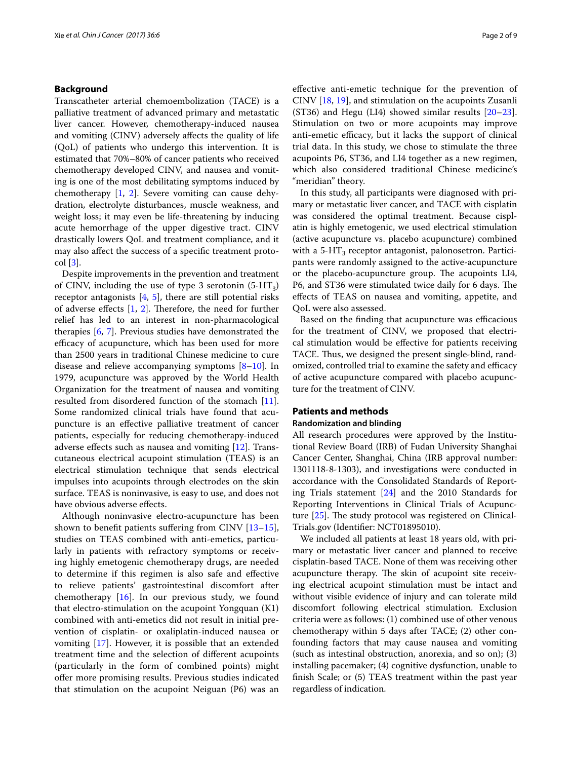## Background

Transcatheter arterial chemoembolization (TACE) is a palliative treatment of advanced primary and metastatic liver cancer. However, chemotherapy-induced nausea and vomiting (CINV) adversely affects the quality of life (QoL) of patients who undergo this intervention. It is estimated that 70%–80% of cancer patients who received chemotherapy developed CINV, and nausea and vomiting is one of the most debilitating symptoms induced by chemotherapy [1, 2]. Severe vomiting can cause dehydration, electrolyte disturbances, muscle weakness, and weight loss; it may even be life-threatening by inducing acute hemorrhage of the upper digestive tract. CINV drastically lowers QoL and treatment compliance, and it may also affect the success of a specific treatment protocol [3].

Despite improvements in the prevention and treatment of CINV, including the use of type 3 serotonin (5-$HT_3$) receptor antagonists [4, 5], there are still potential risks of adverse effects [1, 2]. Therefore, the need for further relief has led to an interest in non-pharmacological therapies [6, 7]. Previous studies have demonstrated the efficacy of acupuncture, which has been used for more than 2500 years in traditional Chinese medicine to cure disease and relieve accompanying symptoms [8–10]. In 1979, acupuncture was approved by the World Health Organization for the treatment of nausea and vomiting resulted from disordered function of the stomach [11]. Some randomized clinical trials have found that acupuncture is an effective palliative treatment of cancer patients, especially for reducing chemotherapy-induced adverse effects such as nausea and vomiting [12]. Transcutaneous electrical acupoint stimulation (TEAS) is an electrical stimulation technique that sends electrical impulses into acupoints through electrodes on the skin surface. TEAS is noninvasive, is easy to use, and does not have obvious adverse effects.

Although noninvasive electro-acupuncture has been shown to benefit patients suffering from CINV [13–15], studies on TEAS combined with anti-emetics, particularly in patients with refractory symptoms or receiving highly emetogenic chemotherapy drugs, are needed to determine if this regimen is also safe and effective to relieve patients' gastrointestinal discomfort after chemotherapy [16]. In our previous study, we found that electro-stimulation on the acupoint Yongquan (K1) combined with anti-emetics did not result in initial prevention of cisplatin- or oxaliplatin-induced nausea or vomiting [17]. However, it is possible that an extended treatment time and the selection of different acupoints (particularly in the form of combined points) might offer more promising results. Previous studies indicated that stimulation on the acupoint Neiguan (P6) was an effective anti-emetic technique for the prevention of CINV [18, 19], and stimulation on the acupoints Zusanli (ST36) and Hegu (LI4) showed similar results [20–23]. Stimulation on two or more acupoints may improve anti-emetic efficacy, but it lacks the support of clinical trial data. In this study, we chose to stimulate the three acupoints P6, ST36, and LI4 together as a new regimen, which also considered traditional Chinese medicine's "meridian" theory.

In this study, all participants were diagnosed with primary or metastatic liver cancer, and TACE with cisplatin was considered the optimal treatment. Because cisplatin is highly emetogenic, we used electrical stimulation (active acupuncture vs. placebo acupuncture) combined with a 5-$HT_3$ receptor antagonist, palonosetron. Participants were randomly assigned to the active-acupuncture or the placebo-acupuncture group. The acupoints LI4, P6, and ST36 were stimulated twice daily for 6 days. The effects of TEAS on nausea and vomiting, appetite, and QoL were also assessed.

Based on the finding that acupuncture was efficacious for the treatment of CINV, we proposed that electrical stimulation would be effective for patients receiving TACE. Thus, we designed the present single-blind, randomized, controlled trial to examine the safety and efficacy of active acupuncture compared with placebo acupuncture for the treatment of CINV.

## Patients and methods

### Randomization and blinding

All research procedures were approved by the Institutional Review Board (IRB) of Fudan University Shanghai Cancer Center, Shanghai, China (IRB approval number: 1301118-8-1303), and investigations were conducted in accordance with the Consolidated Standards of Reporting Trials statement [24] and the 2010 Standards for Reporting Interventions in Clinical Trials of Acupuncture [25]. The study protocol was registered on ClinicalTrials.gov (Identifier: NCT01895010).

We included all patients at least 18 years old, with primary or metastatic liver cancer and planned to receive cisplatin-based TACE. None of them was receiving other acupuncture therapy. The skin of acupoint site receiving electrical acupoint stimulation must be intact and without visible evidence of injury and can tolerate mild discomfort following electrical stimulation. Exclusion criteria were as follows: (1) combined use of other venous chemotherapy within 5 days after TACE; (2) other confounding factors that may cause nausea and vomiting (such as intestinal obstruction, anorexia, and so on); (3) installing pacemaker; (4) cognitive dysfunction, unable to finish Scale; or (5) TEAS treatment within the past year regardless of indication.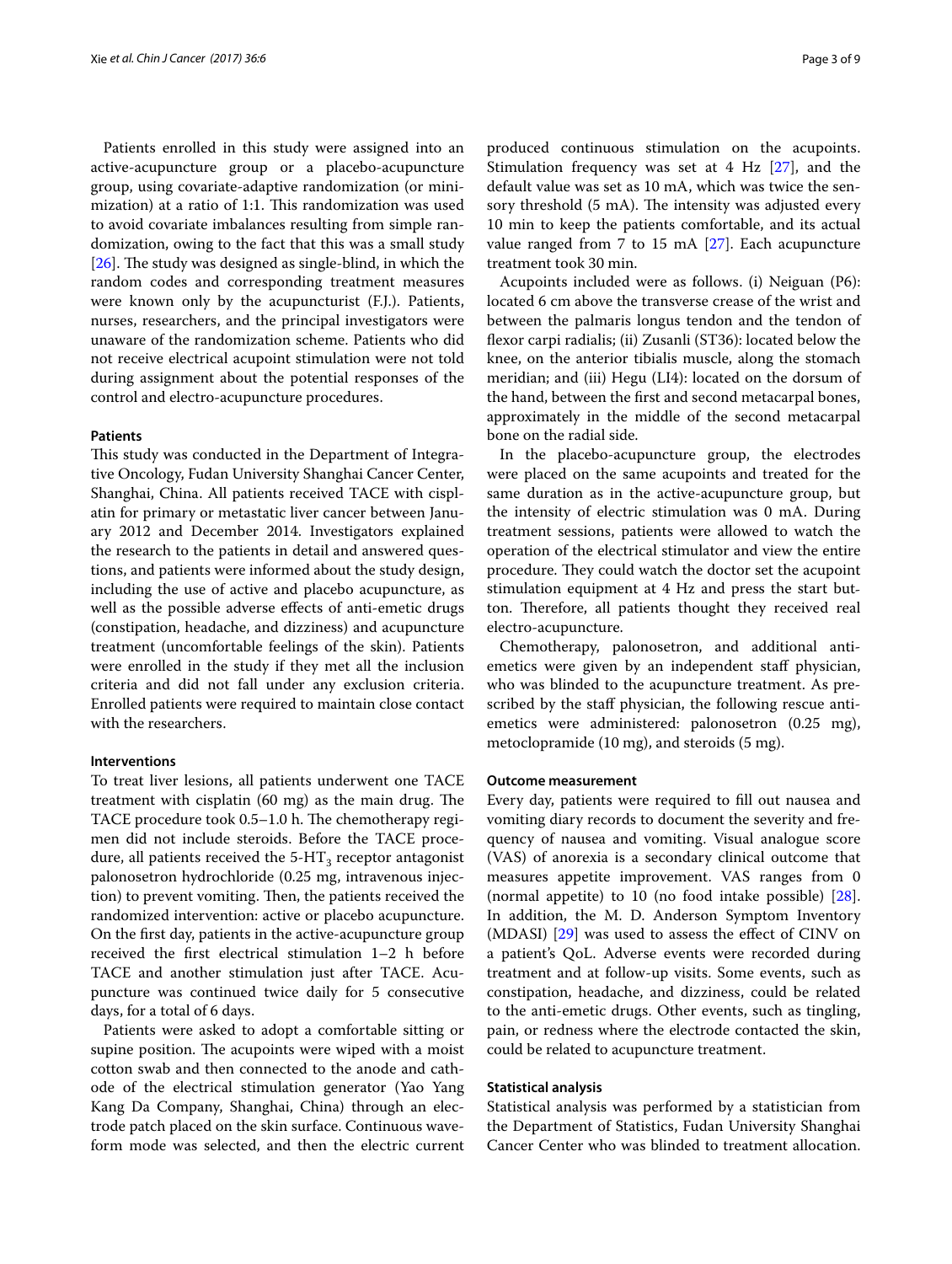Patients enrolled in this study were assigned into an active-acupuncture group or a placebo-acupuncture group, using covariate-adaptive randomization (or minimization) at a ratio of 1:1. This randomization was used to avoid covariate imbalances resulting from simple randomization, owing to the fact that this was a small study [26]. The study was designed as single-blind, in which the random codes and corresponding treatment measures were known only by the acupuncturist (F.J.). Patients, nurses, researchers, and the principal investigators were unaware of the randomization scheme. Patients who did not receive electrical acupoint stimulation were not told during assignment about the potential responses of the control and electro-acupuncture procedures.

### Patients

This study was conducted in the Department of Integrative Oncology, Fudan University Shanghai Cancer Center, Shanghai, China. All patients received TACE with cisplatin for primary or metastatic liver cancer between January 2012 and December 2014. Investigators explained the research to the patients in detail and answered questions, and patients were informed about the study design, including the use of active and placebo acupuncture, as well as the possible adverse effects of anti-emetic drugs (constipation, headache, and dizziness) and acupuncture treatment (uncomfortable feelings of the skin). Patients were enrolled in the study if they met all the inclusion criteria and did not fall under any exclusion criteria. Enrolled patients were required to maintain close contact with the researchers.

### Interventions

To treat liver lesions, all patients underwent one TACE treatment with cisplatin (60 mg) as the main drug. The TACE procedure took 0.5–1.0 h. The chemotherapy regimen did not include steroids. Before the TACE procedure, all patients received the 5-$HT_3$ receptor antagonist palonosetron hydrochloride (0.25 mg, intravenous injection) to prevent vomiting. Then, the patients received the randomized intervention: active or placebo acupuncture. On the first day, patients in the active-acupuncture group received the first electrical stimulation 1–2 h before TACE and another stimulation just after TACE. Acupuncture was continued twice daily for 5 consecutive days, for a total of 6 days.

Patients were asked to adopt a comfortable sitting or supine position. The acupoints were wiped with a moist cotton swab and then connected to the anode and cathode of the electrical stimulation generator (Yao Yang Kang Da Company, Shanghai, China) through an electrode patch placed on the skin surface. Continuous waveform mode was selected, and then the electric current produced continuous stimulation on the acupoints. Stimulation frequency was set at 4 Hz [27], and the default value was set as 10 mA, which was twice the sensory threshold (5 mA). The intensity was adjusted every 10 min to keep the patients comfortable, and its actual value ranged from 7 to 15 mA [27]. Each acupuncture treatment took 30 min.

Acupoints included were as follows. (i) Neiguan (P6): located 6 cm above the transverse crease of the wrist and between the palmaris longus tendon and the tendon of flexor carpi radialis; (ii) Zusanli (ST36): located below the knee, on the anterior tibialis muscle, along the stomach meridian; and (iii) Hegu (LI4): located on the dorsum of the hand, between the first and second metacarpal bones, approximately in the middle of the second metacarpal bone on the radial side.

In the placebo-acupuncture group, the electrodes were placed on the same acupoints and treated for the same duration as in the active-acupuncture group, but the intensity of electric stimulation was 0 mA. During treatment sessions, patients were allowed to watch the operation of the electrical stimulator and view the entire procedure. They could watch the doctor set the acupoint stimulation equipment at 4 Hz and press the start button. Therefore, all patients thought they received real electro-acupuncture.

Chemotherapy, palonosetron, and additional anti-emetics were given by an independent staff physician, who was blinded to the acupuncture treatment. As prescribed by the staff physician, the following rescue anti-emetics were administered: palonosetron (0.25 mg), metoclopramide (10 mg), and steroids (5 mg).

### Outcome measurement

Every day, patients were required to fill out nausea and vomiting diary records to document the severity and frequency of nausea and vomiting. Visual analogue score (VAS) of anorexia is a secondary clinical outcome that measures appetite improvement. VAS ranges from 0 (normal appetite) to 10 (no food intake possible) [28]. In addition, the M. D. Anderson Symptom Inventory (MDASI) [29] was used to assess the effect of CINV on a patient's QoL. Adverse events were recorded during treatment and at follow-up visits. Some events, such as constipation, headache, and dizziness, could be related to the anti-emetic drugs. Other events, such as tingling, pain, or redness where the electrode contacted the skin, could be related to acupuncture treatment.

### Statistical analysis

Statistical analysis was performed by a statistician from the Department of Statistics, Fudan University Shanghai Cancer Center who was blinded to treatment allocation.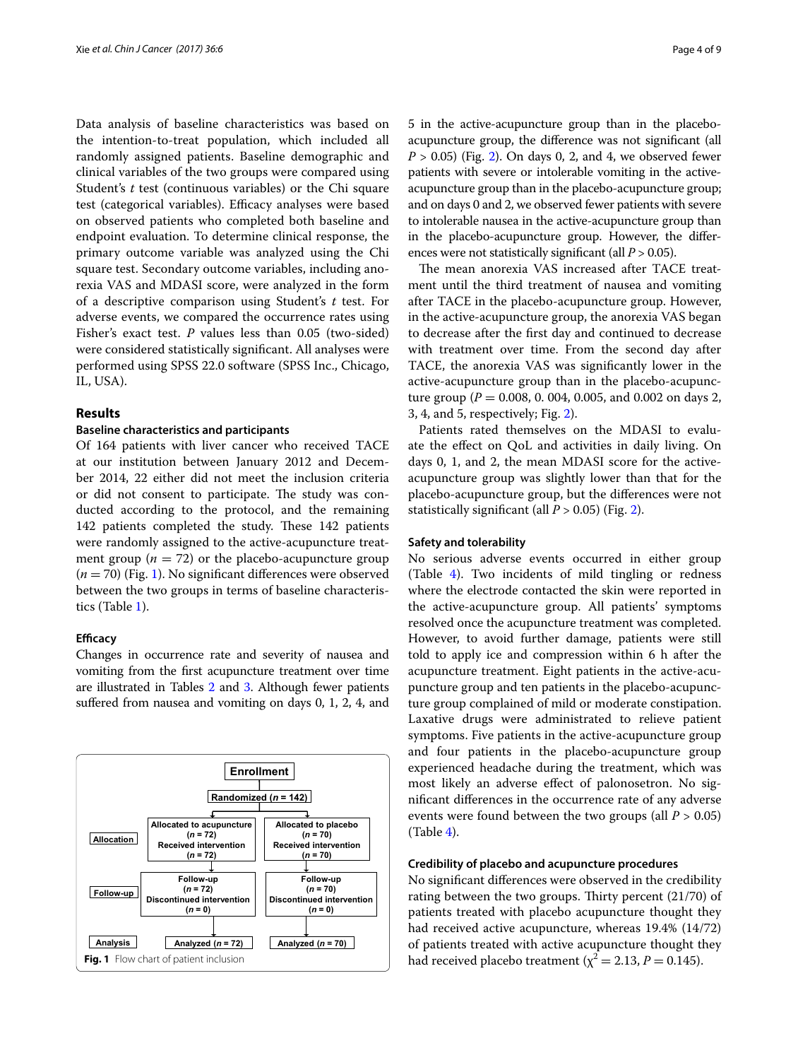Data analysis of baseline characteristics was based on the intention-to-treat population, which included all randomly assigned patients. Baseline demographic and clinical variables of the two groups were compared using Student's *t* test (continuous variables) or the Chi square test (categorical variables). Efficacy analyses were based on observed patients who completed both baseline and endpoint evaluation. To determine clinical response, the primary outcome variable was analyzed using the Chi square test. Secondary outcome variables, including anorexia VAS and MDASI score, were analyzed in the form of a descriptive comparison using Student's *t* test. For adverse events, we compared the occurrence rates using Fisher's exact test. *P* values less than 0.05 (two-sided) were considered statistically significant. All analyses were performed using SPSS 22.0 software (SPSS Inc., Chicago, IL, USA).

## Results

### Baseline characteristics and participants

Of 164 patients with liver cancer who received TACE at our institution between January 2012 and December 2014, 22 either did not meet the inclusion criteria or did not consent to participate. The study was conducted according to the protocol, and the remaining 142 patients completed the study. These 142 patients were randomly assigned to the active-acupuncture treatment group ($n = 72$) or the placebo-acupuncture group ($n = 70$) (Fig. 1). No significant differences were observed between the two groups in terms of baseline characteristics (Table 1).

### Efficacy

Changes in occurrence rate and severity of nausea and vomiting from the first acupuncture treatment over time are illustrated in Tables 2 and 3. Although fewer patients suffered from nausea and vomiting on days 0, 1, 2, 4, and 5 in the active-acupuncture group than in the placebo-acupuncture group, the difference was not significant (all $P > 0.05$) (Fig. 2). On days 0, 2, and 4, we observed fewer patients with severe or intolerable vomiting in the active-acupuncture group than in the placebo-acupuncture group; and on days 0 and 2, we observed fewer patients with severe to intolerable nausea in the active-acupuncture group than in the placebo-acupuncture group. However, the differences were not statistically significant (all $P > 0.05$).

The mean anorexia VAS increased after TACE treatment until the third treatment of nausea and vomiting after TACE in the placebo-acupuncture group. However, in the active-acupuncture group, the anorexia VAS began to decrease after the first day and continued to decrease with treatment over time. From the second day after TACE, the anorexia VAS was significantly lower in the active-acupuncture group than in the placebo-acupuncture group ($P = 0.008$, 0. 004, 0.005, and 0.002 on days 2, 3, 4, and 5, respectively; Fig. 2).

Patients rated themselves on the MDASI to evaluate the effect on QoL and activities in daily living. On days 0, 1, and 2, the mean MDASI score for the active-acupuncture group was slightly lower than that for the placebo-acupuncture group, but the differences were not statistically significant (all $P > 0.05$) (Fig. 2).

Enrollment

Randomized (*n* = 142)

| | | |
|---|---|---|
| Allocation | Allocated to acupuncture (*n* = 72) Received intervention (*n* = 72) | Allocated to placebo (*n* = 70) Received intervention (*n* = 70) |
| Follow-up | Follow-up (*n* = 72) Discontinued intervention (*n* = 0) | Follow-up (*n* = 70) Discontinued intervention (*n* = 0) |
| Analysis | Analyzed (*n* = 72) | Analyzed (*n* = 70) |

**Fig. 1** Flow chart of patient inclusion

### Safety and tolerability

No serious adverse events occurred in either group (Table 4). Two incidents of mild tingling or redness where the electrode contacted the skin were reported in the active-acupuncture group. All patients' symptoms resolved once the acupuncture treatment was completed. However, to avoid further damage, patients were still told to apply ice and compression within 6 h after the acupuncture treatment. Eight patients in the active-acupuncture group and ten patients in the placebo-acupuncture group complained of mild or moderate constipation. Laxative drugs were administrated to relieve patient symptoms. Five patients in the active-acupuncture group and four patients in the placebo-acupuncture group experienced headache during the treatment, which was most likely an adverse effect of palonosetron. No significant differences in the occurrence rate of any adverse events were found between the two groups (all $P > 0.05$) (Table 4).

### Credibility of placebo and acupuncture procedures

No significant differences were observed in the credibility rating between the two groups. Thirty percent (21/70) of patients treated with placebo acupuncture thought they had received active acupuncture, whereas 19.4% (14/72) of patients treated with active acupuncture thought they had received placebo treatment ($\chi^2 = 2.13$, $P = 0.145$).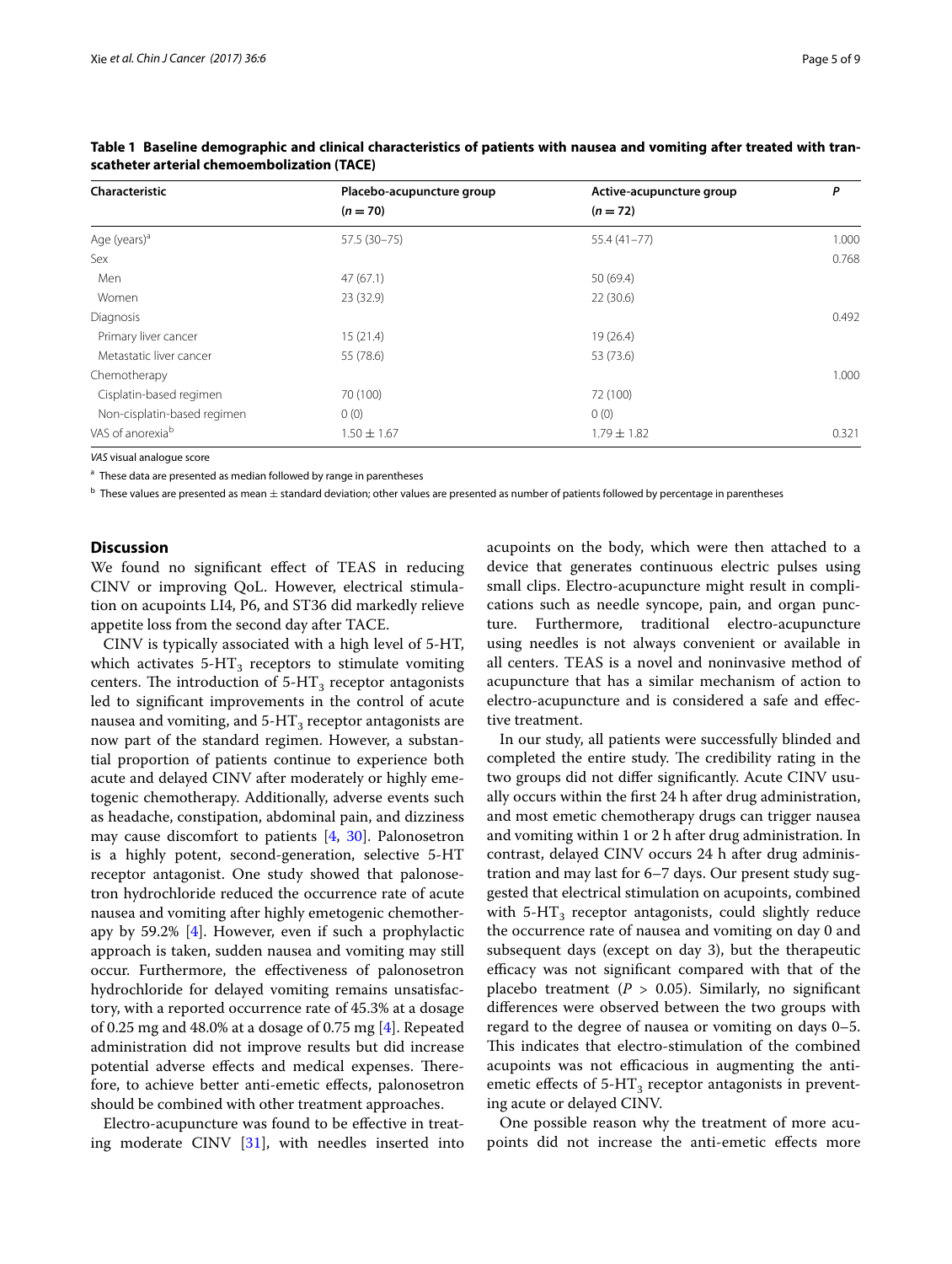**Table 1 Baseline demographic and clinical characteristics of patients with nausea and vomiting after treated with transcatheter arterial chemoembolization (TACE)**

| Characteristic | Placebo-acupuncture group ($n = 70$) | Active-acupuncture group ($n = 72$) | $P$ |
|---|---|---|---|
| Age (years)[a] | 57.5 (30–75) | 55.4 (41–77) | 1.000 |
| Sex | | | 0.768 |
| Men | 47 (67.1) | 50 (69.4) | |
| Women | 23 (32.9) | 22 (30.6) | |
| Diagnosis | | | 0.492 |
| Primary liver cancer | 15 (21.4) | 19 (26.4) | |
| Metastatic liver cancer | 55 (78.6) | 53 (73.6) | |
| Chemotherapy | | | 1.000 |
| Cisplatin-based regimen | 70 (100) | 72 (100) | |
| Non-cisplatin-based regimen | 0 (0) | 0 (0) | |
| VAS of anorexia[b] | $1.50 \pm 1.67$ | $1.79 \pm 1.82$ | 0.321 |

*VAS* visual analogue score

[a] These data are presented as median followed by range in parentheses

[b] These values are presented as mean ± standard deviation; other values are presented as number of patients followed by percentage in parentheses

## Discussion

We found no significant effect of TEAS in reducing CINV or improving QoL. However, electrical stimulation on acupoints LI4, P6, and ST36 did markedly relieve appetite loss from the second day after TACE.

CINV is typically associated with a high level of 5-HT, which activates 5-$HT_3$ receptors to stimulate vomiting centers. The introduction of 5-$HT_3$ receptor antagonists led to significant improvements in the control of acute nausea and vomiting, and 5-$HT_3$ receptor antagonists are now part of the standard regimen. However, a substantial proportion of patients continue to experience both acute and delayed CINV after moderately or highly emetogenic chemotherapy. Additionally, adverse events such as headache, constipation, abdominal pain, and dizziness may cause discomfort to patients [4, 30]. Palonosetron is a highly potent, second-generation, selective 5-HT receptor antagonist. One study showed that palonosetron hydrochloride reduced the occurrence rate of acute nausea and vomiting after highly emetogenic chemotherapy by 59.2% [4]. However, even if such a prophylactic approach is taken, sudden nausea and vomiting may still occur. Furthermore, the effectiveness of palonosetron hydrochloride for delayed vomiting remains unsatisfactory, with a reported occurrence rate of 45.3% at a dosage of 0.25 mg and 48.0% at a dosage of 0.75 mg [4]. Repeated administration did not improve results but did increase potential adverse effects and medical expenses. Therefore, to achieve better anti-emetic effects, palonosetron should be combined with other treatment approaches.

Electro-acupuncture was found to be effective in treating moderate CINV [31], with needles inserted into acupoints on the body, which were then attached to a device that generates continuous electric pulses using small clips. Electro-acupuncture might result in complications such as needle syncope, pain, and organ puncture. Furthermore, traditional electro-acupuncture using needles is not always convenient or available in all centers. TEAS is a novel and noninvasive method of acupuncture that has a similar mechanism of action to electro-acupuncture and is considered a safe and effective treatment.

In our study, all patients were successfully blinded and completed the entire study. The credibility rating in the two groups did not differ significantly. Acute CINV usually occurs within the first 24 h after drug administration, and most emetic chemotherapy drugs can trigger nausea and vomiting within 1 or 2 h after drug administration. In contrast, delayed CINV occurs 24 h after drug administration and may last for 6–7 days. Our present study suggested that electrical stimulation on acupoints, combined with 5-$HT_3$ receptor antagonists, could slightly reduce the occurrence rate of nausea and vomiting on day 0 and subsequent days (except on day 3), but the therapeutic efficacy was not significant compared with that of the placebo treatment ($P > 0.05$). Similarly, no significant differences were observed between the two groups with regard to the degree of nausea or vomiting on days 0–5. This indicates that electro-stimulation of the combined acupoints was not efficacious in augmenting the anti-emetic effects of 5-$HT_3$ receptor antagonists in preventing acute or delayed CINV.

One possible reason why the treatment of more acupoints did not increase the anti-emetic effects more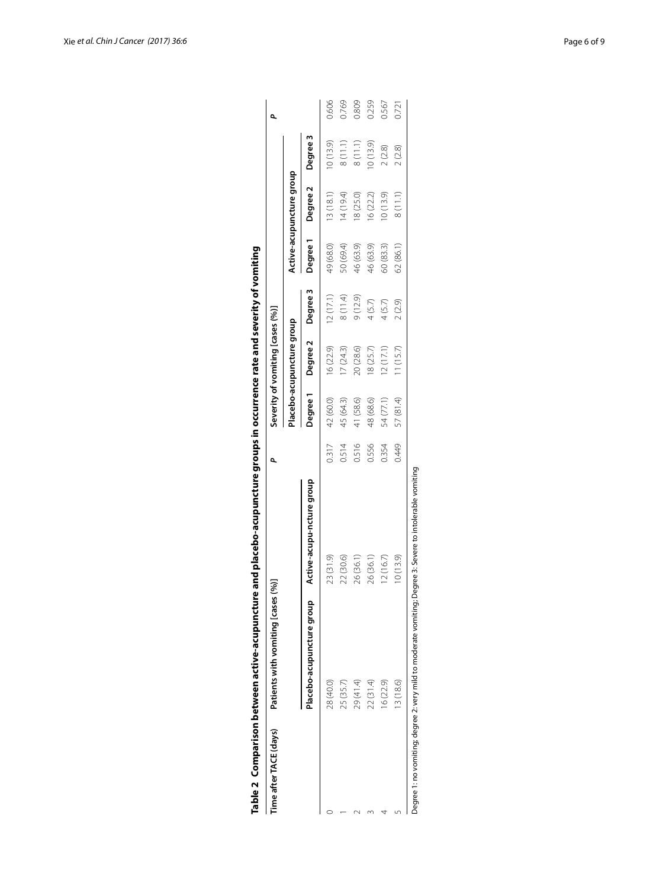**Table 2 Comparison between active-acupuncture and placebo-acupuncture groups in occurrence rate and severity of vomiting**

| Time after TACE (days) | Patients with vomiting [cases (%)] | | *P* | Severity of vomiting [cases (%)] | | | | | | *P* |
|---|---|---|---|---|---|---|---|---|---|---|
| | | | | Placebo-acupuncture group | | | Active-acupuncture group | | | |
| | Placebo-acupuncture group | Active-acupu-ncture group | | Degree 1 | Degree 2 | Degree 3 | Degree 1 | Degree 2 | Degree 3 | |
| 0 | 28 (40.0) | 23 (31.9) | 0.317 | 42 (60.0) | 16 (22.9) | 12 (17.1) | 49 (68.0) | 13 (18.1) | 10 (13.9) | 0.606 |
| 1 | 25 (35.7) | 22 (30.6) | 0.514 | 45 (64.3) | 17 (24.3) | 8 (11.4) | 50 (69.4) | 14 (19.4) | 8 (11.1) | 0.769 |
| 2 | 29 (41.4) | 26 (36.1) | 0.516 | 41 (58.6) | 20 (28.6) | 9 (12.9) | 46 (63.9) | 18 (25.0) | 8 (11.1) | 0.809 |
| 3 | 22 (31.4) | 26 (36.1) | 0.556 | 48 (68.6) | 18 (25.7) | 4 (5.7) | 46 (63.9) | 16 (22.2) | 10 (13.9) | 0.259 |
| 4 | 16 (22.9) | 12 (16.7) | 0.354 | 54 (77.1) | 12 (17.1) | 4 (5.7) | 60 (83.3) | 10 (13.9) | 2 (2.8) | 0.567 |
| 5 | 13 (18.6) | 10 (13.9) | 0.449 | 57 (81.4) | 11 (15.7) | 2 (2.9) | 62 (86.1) | 8 (11.1) | 2 (2.8) | 0.721 |

Degree 1: no vomiting; degree 2: very mild to moderate vomiting; Degree 3: Severe to intolerable vomiting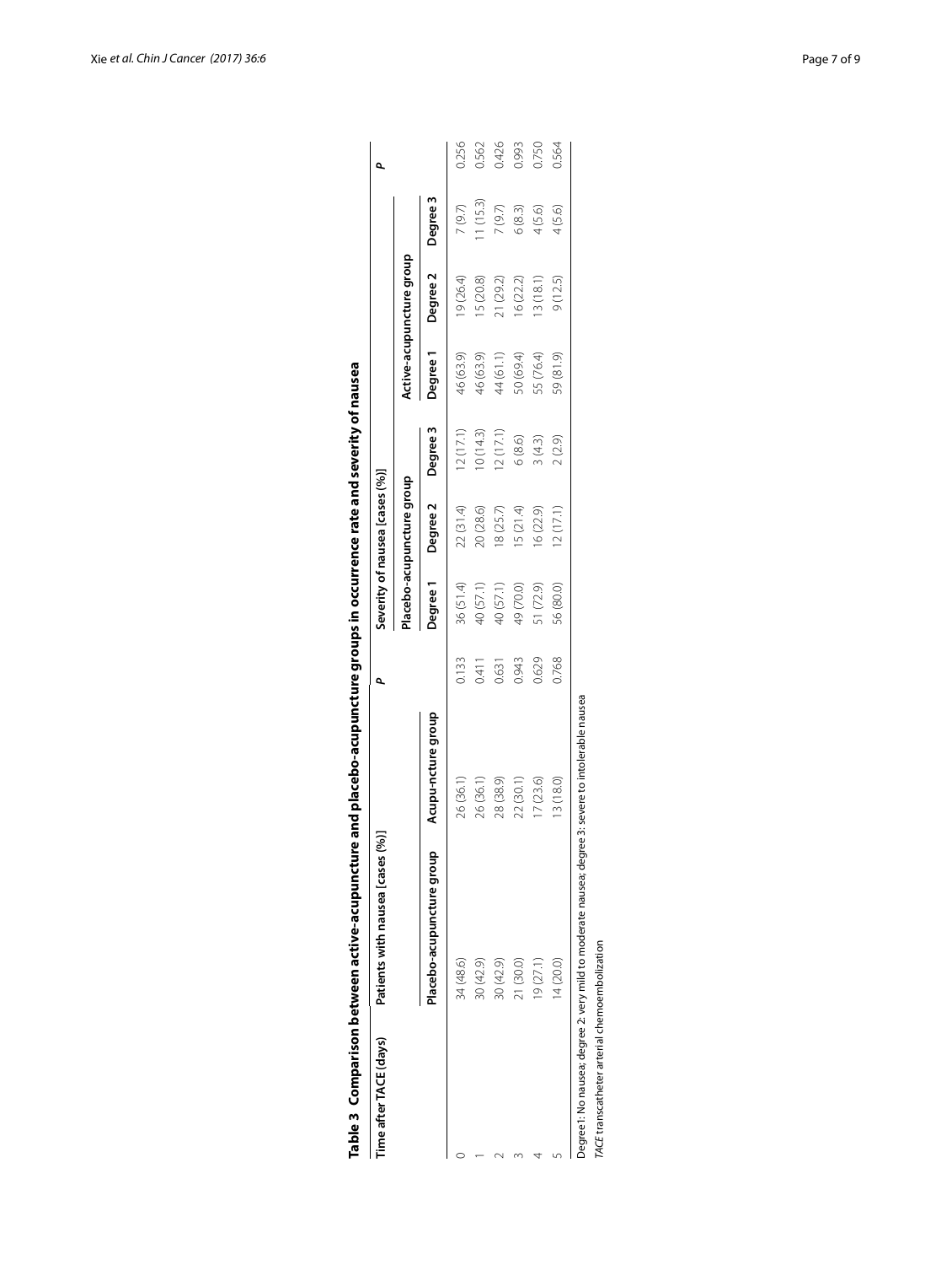**Table 3 Comparison between active-acupuncture and placebo-acupuncture groups in occurrence rate and severity of nausea**

| Time after TACE (days) | Patients with nausea [cases (%)] | | *P* | Severity of nausea [cases (%)] | | | | | | *P* |
|---|---|---|---|---|---|---|---|---|---|---|
| | | | | Placebo-acupuncture group | | | Active-acupuncture group | | | |
| | Placebo-acupuncture group | Acupu-ncture group | | Degree 1 | Degree 2 | Degree 3 | Degree 1 | Degree 2 | Degree 3 | |
| 0 | 34 (48.6) | 26 (36.1) | 0.133 | 36 (51.4) | 22 (31.4) | 12 (17.1) | 46 (63.9) | 19 (26.4) | 7 (9.7) | 0.256 |
| 1 | 30 (42.9) | 26 (36.1) | 0.411 | 40 (57.1) | 20 (28.6) | 10 (14.3) | 46 (63.9) | 15 (20.8) | 11 (15.3) | 0.562 |
| 2 | 30 (42.9) | 28 (38.9) | 0.631 | 40 (57.1) | 18 (25.7) | 12 (17.1) | 44 (61.1) | 21 (29.2) | 7 (9.7) | 0.426 |
| 3 | 21 (30.0) | 22 (30.1) | 0.943 | 49 (70.0) | 15 (21.4) | 6 (8.6) | 50 (69.4) | 16 (22.2) | 6 (8.3) | 0.993 |
| 4 | 19 (27.1) | 17 (23.6) | 0.629 | 51 (72.9) | 16 (22.9) | 3 (4.3) | 55 (76.4) | 13 (18.1) | 4 (5.6) | 0.750 |
| 5 | 14 (20.0) | 13 (18.0) | 0.768 | 56 (80.0) | 12 (17.1) | 2 (2.9) | 59 (81.9) | 9 (12.5) | 4 (5.6) | 0.564 |

Degree 1: No nausea; degree 2: very mild to moderate nausea; degree 3: severe to intolerable nausea

*TACE* transcatheter arterial chemoembolization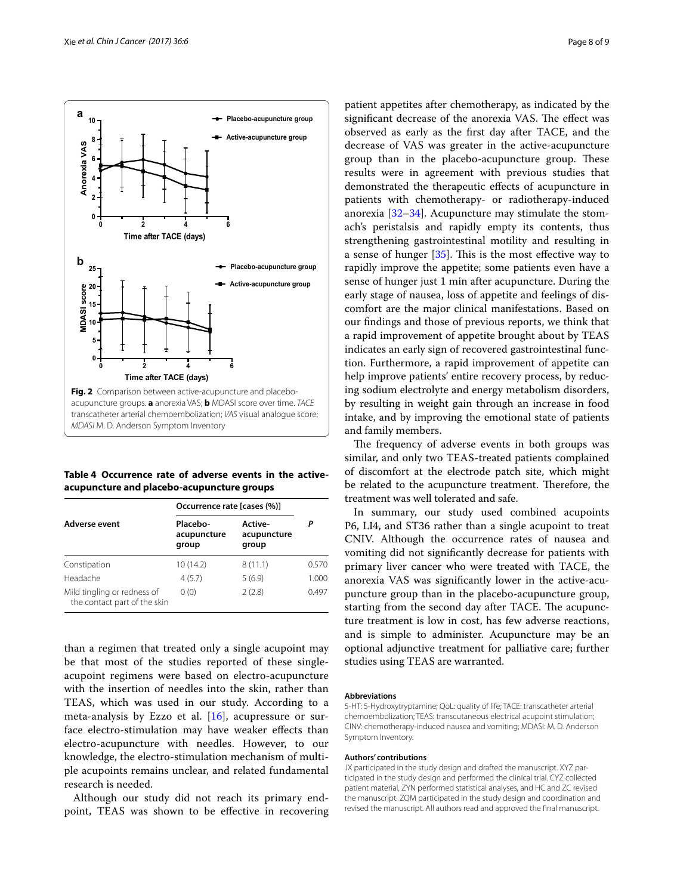Fig. 2 Comparison between active-acupuncture and placebo-acupuncture groups. **a** anorexia VAS; **b** MDASI score over time. *TACE* transcatheter arterial chemoembolization; *VAS* visual analogue score; *MDASI* M. D. Anderson Symptom Inventory

**Table 4 Occurrence rate of adverse events in the active-acupuncture and placebo-acupuncture groups**

| Adverse event | Occurrence rate [cases (%)] | | *P* |
|---|---|---|---|
| | Placebo-acupuncture group | Active-acupuncture group | |
| Constipation | 10 (14.2) | 8 (11.1) | 0.570 |
| Headache | 4 (5.7) | 5 (6.9) | 1.000 |
| Mild tingling or redness of the contact part of the skin | 0 (0) | 2 (2.8) | 0.497 |

than a regimen that treated only a single acupoint may be that most of the studies reported of these single-acupoint regimens were based on electro-acupuncture with the insertion of needles into the skin, rather than TEAS, which was used in our study. According to a meta-analysis by Ezzo et al. [16], acupressure or surface electro-stimulation may have weaker effects than electro-acupuncture with needles. However, to our knowledge, the electro-stimulation mechanism of multiple acupoints remains unclear, and related fundamental research is needed.

Although our study did not reach its primary endpoint, TEAS was shown to be effective in recovering patient appetites after chemotherapy, as indicated by the significant decrease of the anorexia VAS. The effect was observed as early as the first day after TACE, and the decrease of VAS was greater in the active-acupuncture group than in the placebo-acupuncture group. These results were in agreement with previous studies that demonstrated the therapeutic effects of acupuncture in patients with chemotherapy- or radiotherapy-induced anorexia [32–34]. Acupuncture may stimulate the stomach's peristalsis and rapidly empty its contents, thus strengthening gastrointestinal motility and resulting in a sense of hunger [35]. This is the most effective way to rapidly improve the appetite; some patients even have a sense of hunger just 1 min after acupuncture. During the early stage of nausea, loss of appetite and feelings of discomfort are the major clinical manifestations. Based on our findings and those of previous reports, we think that a rapid improvement of appetite brought about by TEAS indicates an early sign of recovered gastrointestinal function. Furthermore, a rapid improvement of appetite can help improve patients' entire recovery process, by reducing sodium electrolyte and energy metabolism disorders, by resulting in weight gain through an increase in food intake, and by improving the emotional state of patients and family members.

The frequency of adverse events in both groups was similar, and only two TEAS-treated patients complained of discomfort at the electrode patch site, which might be related to the acupuncture treatment. Therefore, the treatment was well tolerated and safe.

In summary, our study used combined acupoints P6, LI4, and ST36 rather than a single acupoint to treat CNIV. Although the occurrence rates of nausea and vomiting did not significantly decrease for patients with primary liver cancer who were treated with TACE, the anorexia VAS was significantly lower in the active-acupuncture group than in the placebo-acupuncture group, starting from the second day after TACE. The acupuncture treatment is low in cost, has few adverse reactions, and is simple to administer. Acupuncture may be an optional adjunctive treatment for palliative care; further studies using TEAS are warranted.

#### Abbreviations

5-HT: 5-Hydroxytryptamine; QoL: quality of life; TACE: transcatheter arterial chemoembolization; TEAS: transcutaneous electrical acupoint stimulation; CINV: chemotherapy-induced nausea and vomiting; MDASI: M. D. Anderson Symptom Inventory.

#### Authors' contributions

JX participated in the study design and drafted the manuscript. XYZ participated in the study design and performed the clinical trial. CYZ collected patient material, ZYN performed statistical analyses, and HC and ZC revised the manuscript. ZQM participated in the study design and coordination and revised the manuscript. All authors read and approved the final manuscript.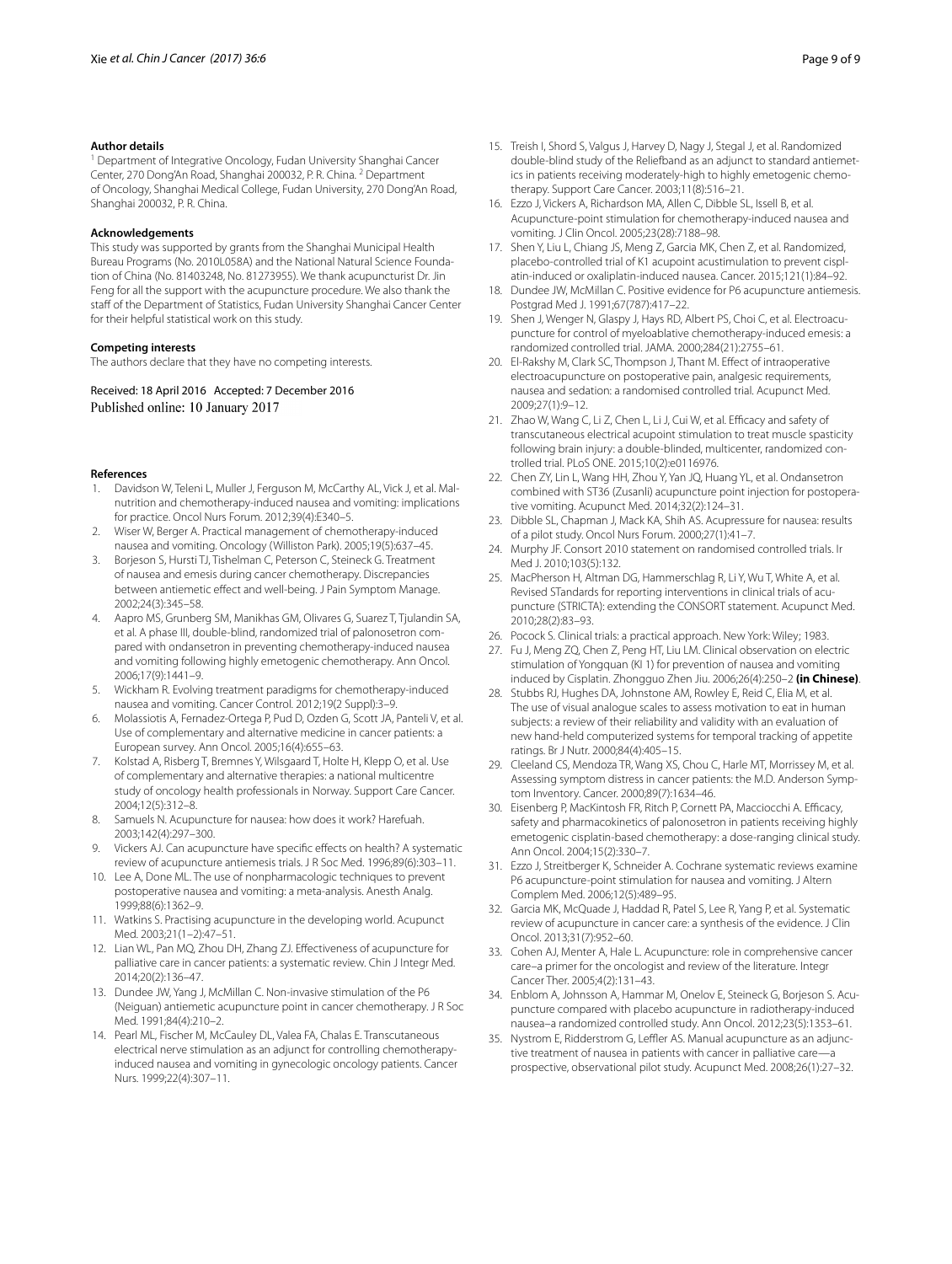### Author details

[1] Department of Integrative Oncology, Fudan University Shanghai Cancer Center, 270 Dong'An Road, Shanghai 200032, P. R. China. [2] Department of Oncology, Shanghai Medical College, Fudan University, 270 Dong'An Road, Shanghai 200032, P. R. China.

### Acknowledgements

This study was supported by grants from the Shanghai Municipal Health Bureau Programs (No. 2010L058A) and the National Natural Science Foundation of China (No. 81403248, No. 81273955). We thank acupuncturist Dr. Jin Feng for all the support with the acupuncture procedure. We also thank the staff of the Department of Statistics, Fudan University Shanghai Cancer Center for their helpful statistical work on this study.

### Competing interests

The authors declare that they have no competing interests.

Received: 18 April 2016 Accepted: 7 December 2016
Published online: 10 January 2017

### References

1. Davidson W, Teleni L, Muller J, Ferguson M, McCarthy AL, Vick J, et al. Malnutrition and chemotherapy-induced nausea and vomiting: implications for practice. Oncol Nurs Forum. 2012;39(4):E340–5.
2. Wiser W, Berger A. Practical management of chemotherapy-induced nausea and vomiting. Oncology (Williston Park). 2005;19(5):637–45.
3. Borjeson S, Hursti TJ, Tishelman C, Peterson C, Steineck G. Treatment of nausea and emesis during cancer chemotherapy. Discrepancies between antiemetic effect and well-being. J Pain Symptom Manage. 2002;24(3):345–58.
4. Aapro MS, Grunberg SM, Manikhas GM, Olivares G, Suarez T, Tjulandin SA, et al. A phase III, double-blind, randomized trial of palonosetron compared with ondansetron in preventing chemotherapy-induced nausea and vomiting following highly emetogenic chemotherapy. Ann Oncol. 2006;17(9):1441–9.
5. Wickham R. Evolving treatment paradigms for chemotherapy-induced nausea and vomiting. Cancer Control. 2012;19(2 Suppl):3–9.
6. Molassiotis A, Fernadez-Ortega P, Pud D, Ozden G, Scott JA, Panteli V, et al. Use of complementary and alternative medicine in cancer patients: a European survey. Ann Oncol. 2005;16(4):655–63.
7. Kolstad A, Risberg T, Bremnes Y, Wilsgaard T, Holte H, Klepp O, et al. Use of complementary and alternative therapies: a national multicentre study of oncology health professionals in Norway. Support Care Cancer. 2004;12(5):312–8.
8. Samuels N. Acupuncture for nausea: how does it work? Harefuah. 2003;142(4):297–300.
9. Vickers AJ. Can acupuncture have specific effects on health? A systematic review of acupuncture antiemesis trials. J R Soc Med. 1996;89(6):303–11.
10. Lee A, Done ML. The use of nonpharmacologic techniques to prevent postoperative nausea and vomiting: a meta-analysis. Anesth Analg. 1999;88(6):1362–9.
11. Watkins S. Practising acupuncture in the developing world. Acupunct Med. 2003;21(1–2):47–51.
12. Lian WL, Pan MQ, Zhou DH, Zhang ZJ. Effectiveness of acupuncture for palliative care in cancer patients: a systematic review. Chin J Integr Med. 2014;20(2):136–47.
13. Dundee JW, Yang J, McMillan C. Non-invasive stimulation of the P6 (Neiguan) antiemetic acupuncture point in cancer chemotherapy. J R Soc Med. 1991;84(4):210–2.
14. Pearl ML, Fischer M, McCauley DL, Valea FA, Chalas E. Transcutaneous electrical nerve stimulation as an adjunct for controlling chemotherapy-induced nausea and vomiting in gynecologic oncology patients. Cancer Nurs. 1999;22(4):307–11.
15. Treish I, Shord S, Valgus J, Harvey D, Nagy J, Stegal J, et al. Randomized double-blind study of the Reliefband as an adjunct to standard antiemetics in patients receiving moderately-high to highly emetogenic chemotherapy. Support Care Cancer. 2003;11(8):516–21.
16. Ezzo J, Vickers A, Richardson MA, Allen C, Dibble SL, Issell B, et al. Acupuncture-point stimulation for chemotherapy-induced nausea and vomiting. J Clin Oncol. 2005;23(28):7188–98.
17. Shen Y, Liu L, Chiang JS, Meng Z, Garcia MK, Chen Z, et al. Randomized, placebo-controlled trial of K1 acupoint acustimulation to prevent cisplatin-induced or oxaliplatin-induced nausea. Cancer. 2015;121(1):84–92.
18. Dundee JW, McMillan C. Positive evidence for P6 acupuncture antiemesis. Postgrad Med J. 1991;67(787):417–22.
19. Shen J, Wenger N, Glaspy J, Hays RD, Albert PS, Choi C, et al. Electroacupuncture for control of myeloablative chemotherapy-induced emesis: a randomized controlled trial. JAMA. 2000;284(21):2755–61.
20. El-Rakshy M, Clark SC, Thompson J, Thant M. Effect of intraoperative electroacupuncture on postoperative pain, analgesic requirements, nausea and sedation: a randomised controlled trial. Acupunct Med. 2009;27(1):9–12.
21. Zhao W, Wang C, Li Z, Chen L, Li J, Cui W, et al. Efficacy and safety of transcutaneous electrical acupoint stimulation to treat muscle spasticity following brain injury: a double-blinded, multicenter, randomized controlled trial. PLoS ONE. 2015;10(2):e0116976.
22. Chen ZY, Lin L, Wang HH, Zhou Y, Yan JQ, Huang YL, et al. Ondansetron combined with ST36 (Zusanli) acupuncture point injection for postoperative vomiting. Acupunct Med. 2014;32(2):124–31.
23. Dibble SL, Chapman J, Mack KA, Shih AS. Acupressure for nausea: results of a pilot study. Oncol Nurs Forum. 2000;27(1):41–7.
24. Murphy JF. Consort 2010 statement on randomised controlled trials. Ir Med J. 2010;103(5):132.
25. MacPherson H, Altman DG, Hammerschlag R, Li Y, Wu T, White A, et al. Revised STandards for reporting interventions in clinical trials of acupuncture (STRICTA): extending the CONSORT statement. Acupunct Med. 2010;28(2):83–93.
26. Pocock S. Clinical trials: a practical approach. New York: Wiley; 1983.
27. Fu J, Meng ZQ, Chen Z, Peng HT, Liu LM. Clinical observation on electric stimulation of Yongquan (KI 1) for prevention of nausea and vomiting induced by Cisplatin. Zhongguo Zhen Jiu. 2006;26(4):250–2 **(in Chinese)**.
28. Stubbs RJ, Hughes DA, Johnstone AM, Rowley E, Reid C, Elia M, et al. The use of visual analogue scales to assess motivation to eat in human subjects: a review of their reliability and validity with an evaluation of new hand-held computerized systems for temporal tracking of appetite ratings. Br J Nutr. 2000;84(4):405–15.
29. Cleeland CS, Mendoza TR, Wang XS, Chou C, Harle MT, Morrissey M, et al. Assessing symptom distress in cancer patients: the M.D. Anderson Symptom Inventory. Cancer. 2000;89(7):1634–46.
30. Eisenberg P, MacKintosh FR, Ritch P, Cornett PA, Macciocchi A. Efficacy, safety and pharmacokinetics of palonosetron in patients receiving highly emetogenic cisplatin-based chemotherapy: a dose-ranging clinical study. Ann Oncol. 2004;15(2):330–7.
31. Ezzo J, Streitberger K, Schneider A. Cochrane systematic reviews examine P6 acupuncture-point stimulation for nausea and vomiting. J Altern Complem Med. 2006;12(5):489–95.
32. Garcia MK, McQuade J, Haddad R, Patel S, Lee R, Yang P, et al. Systematic review of acupuncture in cancer care: a synthesis of the evidence. J Clin Oncol. 2013;31(7):952–60.
33. Cohen AJ, Menter A, Hale L. Acupuncture: role in comprehensive cancer care–a primer for the oncologist and review of the literature. Integr Cancer Ther. 2005;4(2):131–43.
34. Enblom A, Johnsson A, Hammar M, Onelov E, Steineck G, Borjeson S. Acupuncture compared with placebo acupuncture in radiotherapy-induced nausea–a randomized controlled study. Ann Oncol. 2012;23(5):1353–61.
35. Nystrom E, Ridderstrom G, Leffler AS. Manual acupuncture as an adjunctive treatment of nausea in patients with cancer in palliative care—a prospective, observational pilot study. Acupunct Med. 2008;26(1):27–32.